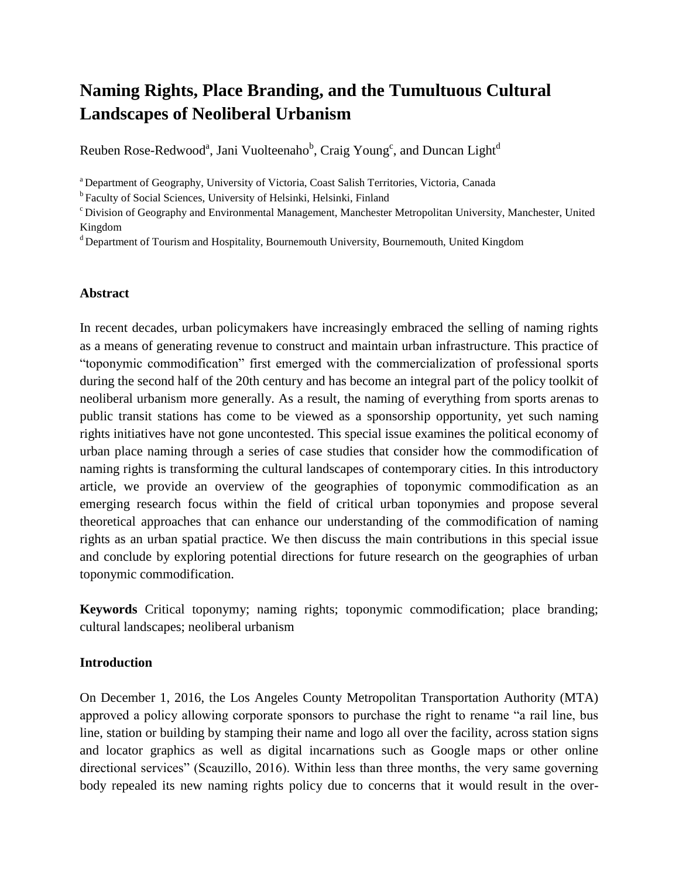# Naming Rights, Place Branding, and the Tumultuous Cultural Landscapes of Neoliberal Urbanism

Reuben Rose-Redwood[a], Jani Vuolteenaho[b], Craig Young[c], and Duncan Light[d]

[a] Department of Geography, University of Victoria, Coast Salish Territories, Victoria, Canada

[b] Faculty of Social Sciences, University of Helsinki, Helsinki, Finland

[c] Division of Geography and Environmental Management, Manchester Metropolitan University, Manchester, United Kingdom

[d] Department of Tourism and Hospitality, Bournemouth University, Bournemouth, United Kingdom

## Abstract

In recent decades, urban policymakers have increasingly embraced the selling of naming rights as a means of generating revenue to construct and maintain urban infrastructure. This practice of "toponymic commodification" first emerged with the commercialization of professional sports during the second half of the 20th century and has become an integral part of the policy toolkit of neoliberal urbanism more generally. As a result, the naming of everything from sports arenas to public transit stations has come to be viewed as a sponsorship opportunity, yet such naming rights initiatives have not gone uncontested. This special issue examines the political economy of urban place naming through a series of case studies that consider how the commodification of naming rights is transforming the cultural landscapes of contemporary cities. In this introductory article, we provide an overview of the geographies of toponymic commodification as an emerging research focus within the field of critical urban toponymies and propose several theoretical approaches that can enhance our understanding of the commodification of naming rights as an urban spatial practice. We then discuss the main contributions in this special issue and conclude by exploring potential directions for future research on the geographies of urban toponymic commodification.

**Keywords** Critical toponymy; naming rights; toponymic commodification; place branding; cultural landscapes; neoliberal urbanism

## Introduction

On December 1, 2016, the Los Angeles County Metropolitan Transportation Authority (MTA) approved a policy allowing corporate sponsors to purchase the right to rename "a rail line, bus line, station or building by stamping their name and logo all over the facility, across station signs and locator graphics as well as digital incarnations such as Google maps or other online directional services" (Scauzillo, 2016). Within less than three months, the very same governing body repealed its new naming rights policy due to concerns that it would result in the over-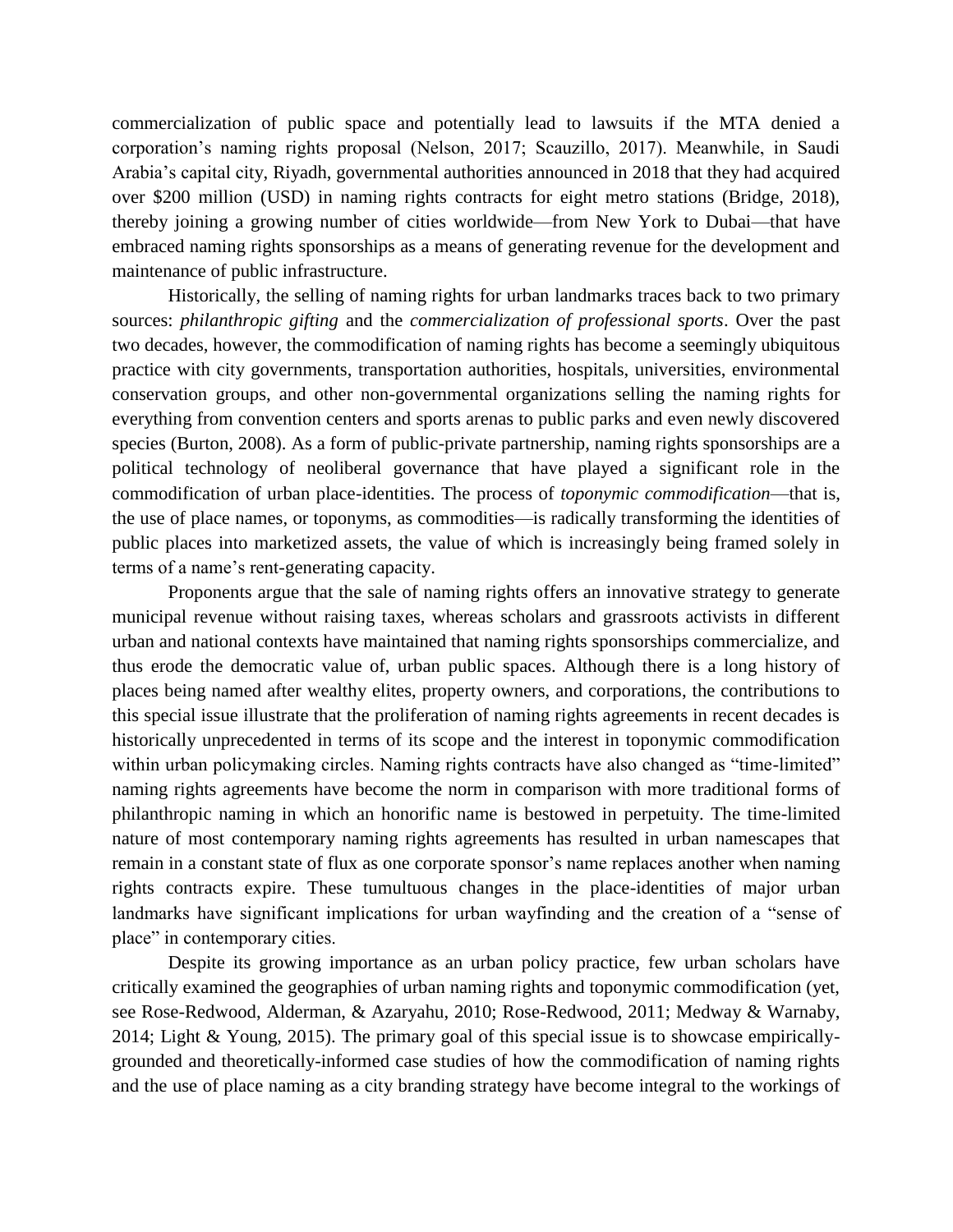commercialization of public space and potentially lead to lawsuits if the MTA denied a corporation's naming rights proposal (Nelson, 2017; Scauzillo, 2017). Meanwhile, in Saudi Arabia's capital city, Riyadh, governmental authorities announced in 2018 that they had acquired over $200 million (USD) in naming rights contracts for eight metro stations (Bridge, 2018), thereby joining a growing number of cities worldwide—from New York to Dubai—that have embraced naming rights sponsorships as a means of generating revenue for the development and maintenance of public infrastructure.

Historically, the selling of naming rights for urban landmarks traces back to two primary sources: *philanthropic gifting* and the *commercialization of professional sports*. Over the past two decades, however, the commodification of naming rights has become a seemingly ubiquitous practice with city governments, transportation authorities, hospitals, universities, environmental conservation groups, and other non-governmental organizations selling the naming rights for everything from convention centers and sports arenas to public parks and even newly discovered species (Burton, 2008). As a form of public-private partnership, naming rights sponsorships are a political technology of neoliberal governance that have played a significant role in the commodification of urban place-identities. The process of *toponymic commodification*—that is, the use of place names, or toponyms, as commodities—is radically transforming the identities of public places into marketized assets, the value of which is increasingly being framed solely in terms of a name's rent-generating capacity.

Proponents argue that the sale of naming rights offers an innovative strategy to generate municipal revenue without raising taxes, whereas scholars and grassroots activists in different urban and national contexts have maintained that naming rights sponsorships commercialize, and thus erode the democratic value of, urban public spaces. Although there is a long history of places being named after wealthy elites, property owners, and corporations, the contributions to this special issue illustrate that the proliferation of naming rights agreements in recent decades is historically unprecedented in terms of its scope and the interest in toponymic commodification within urban policymaking circles. Naming rights contracts have also changed as "time-limited" naming rights agreements have become the norm in comparison with more traditional forms of philanthropic naming in which an honorific name is bestowed in perpetuity. The time-limited nature of most contemporary naming rights agreements has resulted in urban namescapes that remain in a constant state of flux as one corporate sponsor's name replaces another when naming rights contracts expire. These tumultuous changes in the place-identities of major urban landmarks have significant implications for urban wayfinding and the creation of a "sense of place" in contemporary cities.

Despite its growing importance as an urban policy practice, few urban scholars have critically examined the geographies of urban naming rights and toponymic commodification (yet, see Rose-Redwood, Alderman, & Azaryahu, 2010; Rose-Redwood, 2011; Medway & Warnaby, 2014; Light & Young, 2015). The primary goal of this special issue is to showcase empirically-grounded and theoretically-informed case studies of how the commodification of naming rights and the use of place naming as a city branding strategy have become integral to the workings of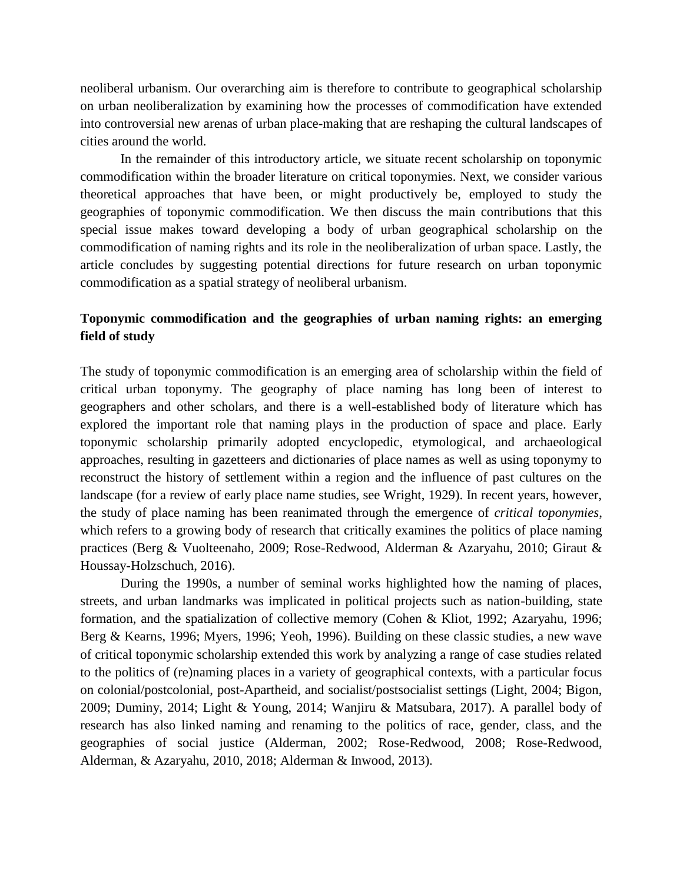neoliberal urbanism. Our overarching aim is therefore to contribute to geographical scholarship on urban neoliberalization by examining how the processes of commodification have extended into controversial new arenas of urban place-making that are reshaping the cultural landscapes of cities around the world.

In the remainder of this introductory article, we situate recent scholarship on toponymic commodification within the broader literature on critical toponymies. Next, we consider various theoretical approaches that have been, or might productively be, employed to study the geographies of toponymic commodification. We then discuss the main contributions that this special issue makes toward developing a body of urban geographical scholarship on the commodification of naming rights and its role in the neoliberalization of urban space. Lastly, the article concludes by suggesting potential directions for future research on urban toponymic commodification as a spatial strategy of neoliberal urbanism.

## Toponymic commodification and the geographies of urban naming rights: an emerging field of study

The study of toponymic commodification is an emerging area of scholarship within the field of critical urban toponymy. The geography of place naming has long been of interest to geographers and other scholars, and there is a well-established body of literature which has explored the important role that naming plays in the production of space and place. Early toponymic scholarship primarily adopted encyclopedic, etymological, and archaeological approaches, resulting in gazetteers and dictionaries of place names as well as using toponymy to reconstruct the history of settlement within a region and the influence of past cultures on the landscape (for a review of early place name studies, see Wright, 1929). In recent years, however, the study of place naming has been reanimated through the emergence of *critical toponymies*, which refers to a growing body of research that critically examines the politics of place naming practices (Berg & Vuolteenaho, 2009; Rose-Redwood, Alderman & Azaryahu, 2010; Giraut & Houssay-Holzschuch, 2016).

During the 1990s, a number of seminal works highlighted how the naming of places, streets, and urban landmarks was implicated in political projects such as nation-building, state formation, and the spatialization of collective memory (Cohen & Kliot, 1992; Azaryahu, 1996; Berg & Kearns, 1996; Myers, 1996; Yeoh, 1996). Building on these classic studies, a new wave of critical toponymic scholarship extended this work by analyzing a range of case studies related to the politics of (re)naming places in a variety of geographical contexts, with a particular focus on colonial/postcolonial, post-Apartheid, and socialist/postsocialist settings (Light, 2004; Bigon, 2009; Duminy, 2014; Light & Young, 2014; Wanjiru & Matsubara, 2017). A parallel body of research has also linked naming and renaming to the politics of race, gender, class, and the geographies of social justice (Alderman, 2002; Rose-Redwood, 2008; Rose-Redwood, Alderman, & Azaryahu, 2010, 2018; Alderman & Inwood, 2013).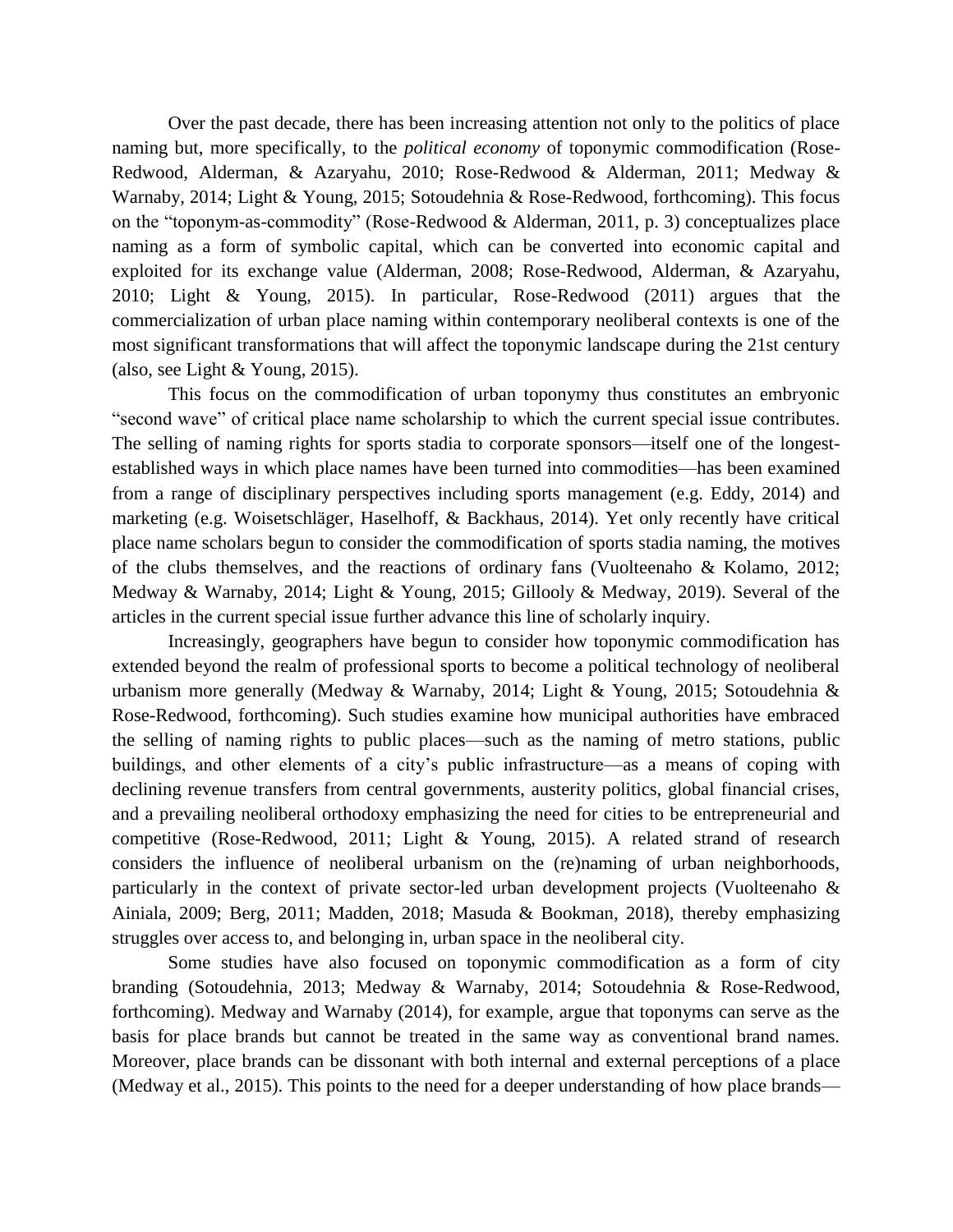Over the past decade, there has been increasing attention not only to the politics of place naming but, more specifically, to the *political economy* of toponymic commodification (Rose-Redwood, Alderman, & Azaryahu, 2010; Rose-Redwood & Alderman, 2011; Medway & Warnaby, 2014; Light & Young, 2015; Sotoudehnia & Rose-Redwood, forthcoming). This focus on the "toponym-as-commodity" (Rose-Redwood & Alderman, 2011, p. 3) conceptualizes place naming as a form of symbolic capital, which can be converted into economic capital and exploited for its exchange value (Alderman, 2008; Rose-Redwood, Alderman, & Azaryahu, 2010; Light & Young, 2015). In particular, Rose-Redwood (2011) argues that the commercialization of urban place naming within contemporary neoliberal contexts is one of the most significant transformations that will affect the toponymic landscape during the 21st century (also, see Light & Young, 2015).

This focus on the commodification of urban toponymy thus constitutes an embryonic "second wave" of critical place name scholarship to which the current special issue contributes. The selling of naming rights for sports stadia to corporate sponsors—itself one of the longest-established ways in which place names have been turned into commodities—has been examined from a range of disciplinary perspectives including sports management (e.g. Eddy, 2014) and marketing (e.g. Woisetschläger, Haselhoff, & Backhaus, 2014). Yet only recently have critical place name scholars begun to consider the commodification of sports stadia naming, the motives of the clubs themselves, and the reactions of ordinary fans (Vuolteenaho & Kolamo, 2012; Medway & Warnaby, 2014; Light & Young, 2015; Gillooly & Medway, 2019). Several of the articles in the current special issue further advance this line of scholarly inquiry.

Increasingly, geographers have begun to consider how toponymic commodification has extended beyond the realm of professional sports to become a political technology of neoliberal urbanism more generally (Medway & Warnaby, 2014; Light & Young, 2015; Sotoudehnia & Rose-Redwood, forthcoming). Such studies examine how municipal authorities have embraced the selling of naming rights to public places—such as the naming of metro stations, public buildings, and other elements of a city's public infrastructure—as a means of coping with declining revenue transfers from central governments, austerity politics, global financial crises, and a prevailing neoliberal orthodoxy emphasizing the need for cities to be entrepreneurial and competitive (Rose-Redwood, 2011; Light & Young, 2015). A related strand of research considers the influence of neoliberal urbanism on the (re)naming of urban neighborhoods, particularly in the context of private sector-led urban development projects (Vuolteenaho & Ainiala, 2009; Berg, 2011; Madden, 2018; Masuda & Bookman, 2018), thereby emphasizing struggles over access to, and belonging in, urban space in the neoliberal city.

Some studies have also focused on toponymic commodification as a form of city branding (Sotoudehnia, 2013; Medway & Warnaby, 2014; Sotoudehnia & Rose-Redwood, forthcoming). Medway and Warnaby (2014), for example, argue that toponyms can serve as the basis for place brands but cannot be treated in the same way as conventional brand names. Moreover, place brands can be dissonant with both internal and external perceptions of a place (Medway et al., 2015). This points to the need for a deeper understanding of how place brands—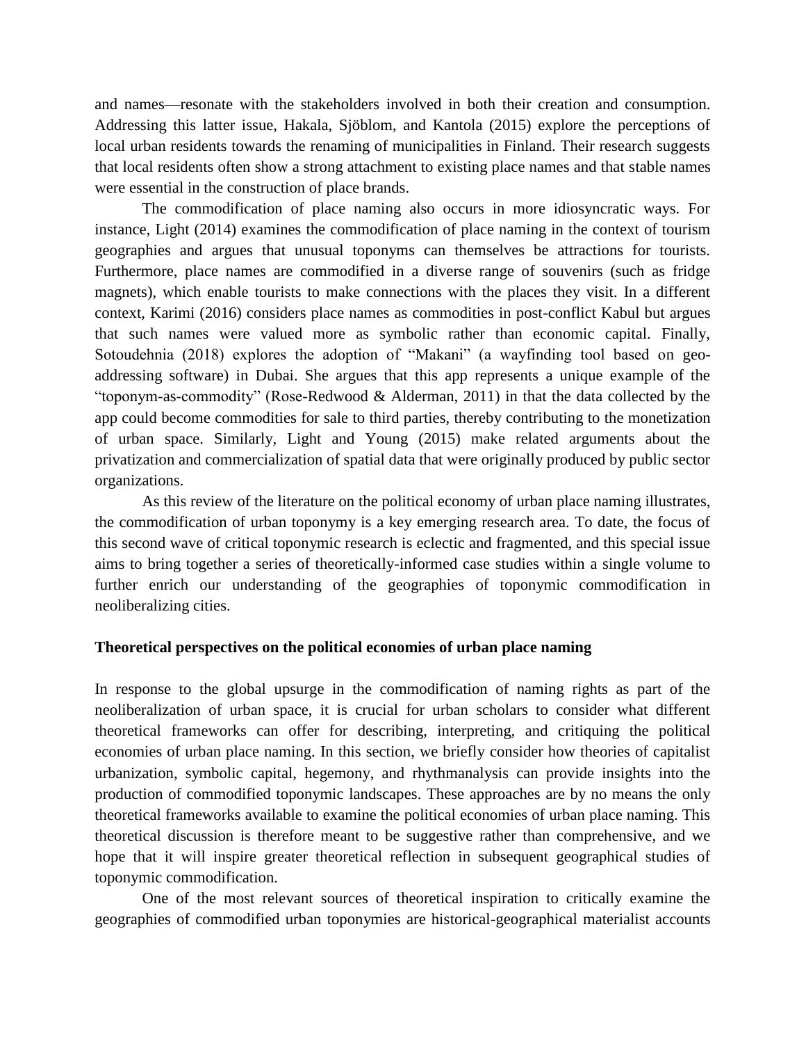and names—resonate with the stakeholders involved in both their creation and consumption. Addressing this latter issue, Hakala, Sjöblom, and Kantola (2015) explore the perceptions of local urban residents towards the renaming of municipalities in Finland. Their research suggests that local residents often show a strong attachment to existing place names and that stable names were essential in the construction of place brands.

The commodification of place naming also occurs in more idiosyncratic ways. For instance, Light (2014) examines the commodification of place naming in the context of tourism geographies and argues that unusual toponyms can themselves be attractions for tourists. Furthermore, place names are commodified in a diverse range of souvenirs (such as fridge magnets), which enable tourists to make connections with the places they visit. In a different context, Karimi (2016) considers place names as commodities in post-conflict Kabul but argues that such names were valued more as symbolic rather than economic capital. Finally, Sotoudehnia (2018) explores the adoption of "Makani" (a wayfinding tool based on geo-addressing software) in Dubai. She argues that this app represents a unique example of the "toponym-as-commodity" (Rose-Redwood & Alderman, 2011) in that the data collected by the app could become commodities for sale to third parties, thereby contributing to the monetization of urban space. Similarly, Light and Young (2015) make related arguments about the privatization and commercialization of spatial data that were originally produced by public sector organizations.

As this review of the literature on the political economy of urban place naming illustrates, the commodification of urban toponymy is a key emerging research area. To date, the focus of this second wave of critical toponymic research is eclectic and fragmented, and this special issue aims to bring together a series of theoretically-informed case studies within a single volume to further enrich our understanding of the geographies of toponymic commodification in neoliberalizing cities.

## Theoretical perspectives on the political economies of urban place naming

In response to the global upsurge in the commodification of naming rights as part of the neoliberalization of urban space, it is crucial for urban scholars to consider what different theoretical frameworks can offer for describing, interpreting, and critiquing the political economies of urban place naming. In this section, we briefly consider how theories of capitalist urbanization, symbolic capital, hegemony, and rhythmanalysis can provide insights into the production of commodified toponymic landscapes. These approaches are by no means the only theoretical frameworks available to examine the political economies of urban place naming. This theoretical discussion is therefore meant to be suggestive rather than comprehensive, and we hope that it will inspire greater theoretical reflection in subsequent geographical studies of toponymic commodification.

One of the most relevant sources of theoretical inspiration to critically examine the geographies of commodified urban toponymies are historical-geographical materialist accounts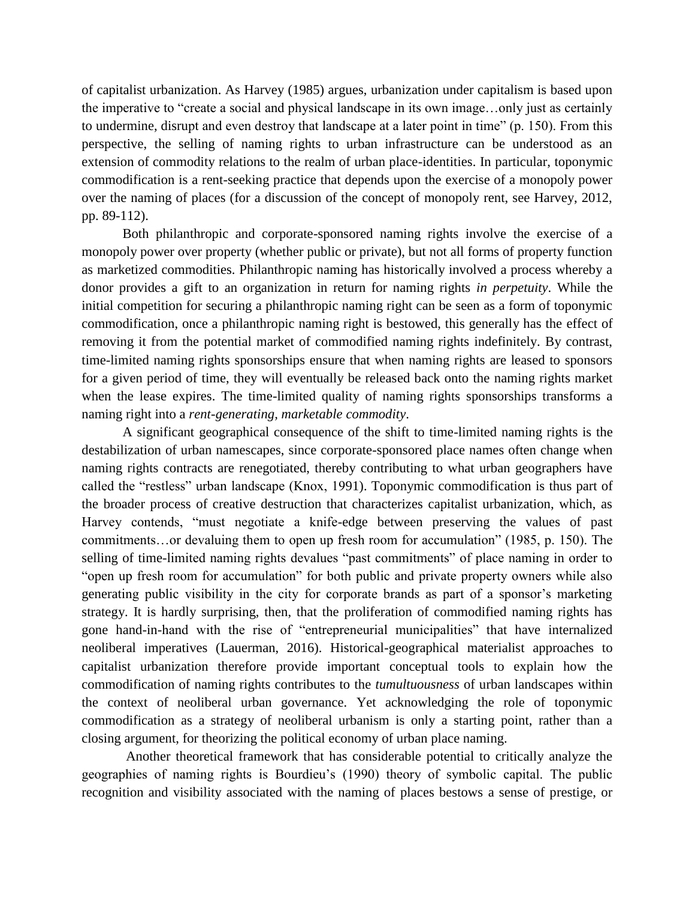of capitalist urbanization. As Harvey (1985) argues, urbanization under capitalism is based upon the imperative to "create a social and physical landscape in its own image…only just as certainly to undermine, disrupt and even destroy that landscape at a later point in time" (p. 150). From this perspective, the selling of naming rights to urban infrastructure can be understood as an extension of commodity relations to the realm of urban place-identities. In particular, toponymic commodification is a rent-seeking practice that depends upon the exercise of a monopoly power over the naming of places (for a discussion of the concept of monopoly rent, see Harvey, 2012, pp. 89-112).

Both philanthropic and corporate-sponsored naming rights involve the exercise of a monopoly power over property (whether public or private), but not all forms of property function as marketized commodities. Philanthropic naming has historically involved a process whereby a donor provides a gift to an organization in return for naming rights *in perpetuity*. While the initial competition for securing a philanthropic naming right can be seen as a form of toponymic commodification, once a philanthropic naming right is bestowed, this generally has the effect of removing it from the potential market of commodified naming rights indefinitely. By contrast, time-limited naming rights sponsorships ensure that when naming rights are leased to sponsors for a given period of time, they will eventually be released back onto the naming rights market when the lease expires. The time-limited quality of naming rights sponsorships transforms a naming right into a *rent-generating, marketable commodity*.

A significant geographical consequence of the shift to time-limited naming rights is the destabilization of urban namescapes, since corporate-sponsored place names often change when naming rights contracts are renegotiated, thereby contributing to what urban geographers have called the "restless" urban landscape (Knox, 1991). Toponymic commodification is thus part of the broader process of creative destruction that characterizes capitalist urbanization, which, as Harvey contends, "must negotiate a knife-edge between preserving the values of past commitments…or devaluing them to open up fresh room for accumulation" (1985, p. 150). The selling of time-limited naming rights devalues "past commitments" of place naming in order to "open up fresh room for accumulation" for both public and private property owners while also generating public visibility in the city for corporate brands as part of a sponsor's marketing strategy. It is hardly surprising, then, that the proliferation of commodified naming rights has gone hand-in-hand with the rise of "entrepreneurial municipalities" that have internalized neoliberal imperatives (Lauerman, 2016). Historical-geographical materialist approaches to capitalist urbanization therefore provide important conceptual tools to explain how the commodification of naming rights contributes to the *tumultuousness* of urban landscapes within the context of neoliberal urban governance. Yet acknowledging the role of toponymic commodification as a strategy of neoliberal urbanism is only a starting point, rather than a closing argument, for theorizing the political economy of urban place naming.

Another theoretical framework that has considerable potential to critically analyze the geographies of naming rights is Bourdieu's (1990) theory of symbolic capital. The public recognition and visibility associated with the naming of places bestows a sense of prestige, or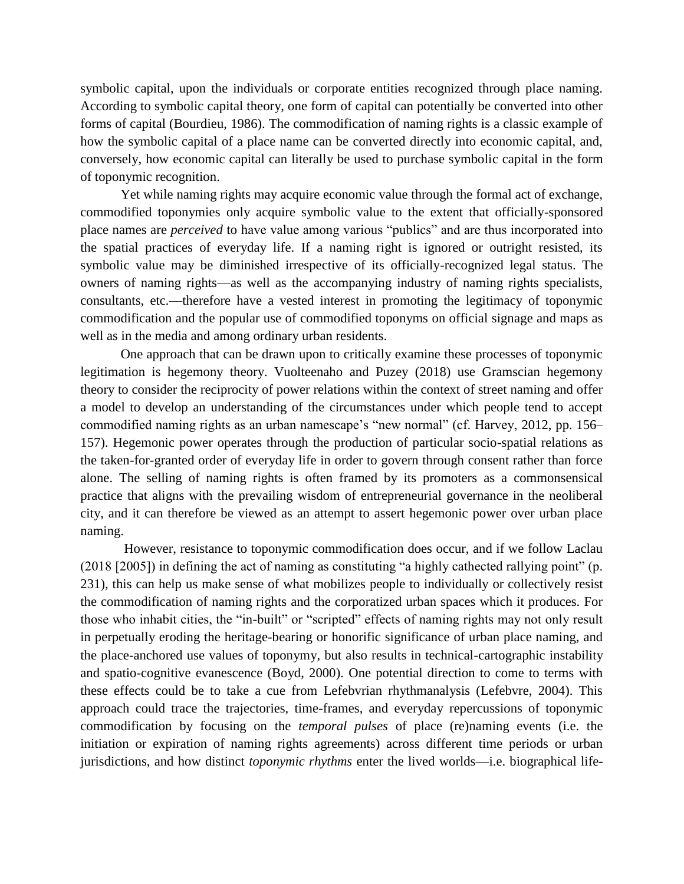symbolic capital, upon the individuals or corporate entities recognized through place naming. According to symbolic capital theory, one form of capital can potentially be converted into other forms of capital (Bourdieu, 1986). The commodification of naming rights is a classic example of how the symbolic capital of a place name can be converted directly into economic capital, and, conversely, how economic capital can literally be used to purchase symbolic capital in the form of toponymic recognition.

Yet while naming rights may acquire economic value through the formal act of exchange, commodified toponymies only acquire symbolic value to the extent that officially-sponsored place names are *perceived* to have value among various "publics" and are thus incorporated into the spatial practices of everyday life. If a naming right is ignored or outright resisted, its symbolic value may be diminished irrespective of its officially-recognized legal status. The owners of naming rights—as well as the accompanying industry of naming rights specialists, consultants, etc.—therefore have a vested interest in promoting the legitimacy of toponymic commodification and the popular use of commodified toponyms on official signage and maps as well as in the media and among ordinary urban residents.

One approach that can be drawn upon to critically examine these processes of toponymic legitimation is hegemony theory. Vuolteenaho and Puzey (2018) use Gramscian hegemony theory to consider the reciprocity of power relations within the context of street naming and offer a model to develop an understanding of the circumstances under which people tend to accept commodified naming rights as an urban namescape's "new normal" (cf. Harvey, 2012, pp. 156–157). Hegemonic power operates through the production of particular socio-spatial relations as the taken-for-granted order of everyday life in order to govern through consent rather than force alone. The selling of naming rights is often framed by its promoters as a commonsensical practice that aligns with the prevailing wisdom of entrepreneurial governance in the neoliberal city, and it can therefore be viewed as an attempt to assert hegemonic power over urban place naming.

However, resistance to toponymic commodification does occur, and if we follow Laclau (2018 [2005]) in defining the act of naming as constituting "a highly cathected rallying point" (p. 231), this can help us make sense of what mobilizes people to individually or collectively resist the commodification of naming rights and the corporatized urban spaces which it produces. For those who inhabit cities, the "in-built" or "scripted" effects of naming rights may not only result in perpetually eroding the heritage-bearing or honorific significance of urban place naming, and the place-anchored use values of toponymy, but also results in technical-cartographic instability and spatio-cognitive evanescence (Boyd, 2000). One potential direction to come to terms with these effects could be to take a cue from Lefebvrian rhythmanalysis (Lefebvre, 2004). This approach could trace the trajectories, time-frames, and everyday repercussions of toponymic commodification by focusing on the *temporal pulses* of place (re)naming events (i.e. the initiation or expiration of naming rights agreements) across different time periods or urban jurisdictions, and how distinct *toponymic rhythms* enter the lived worlds—i.e. biographical life-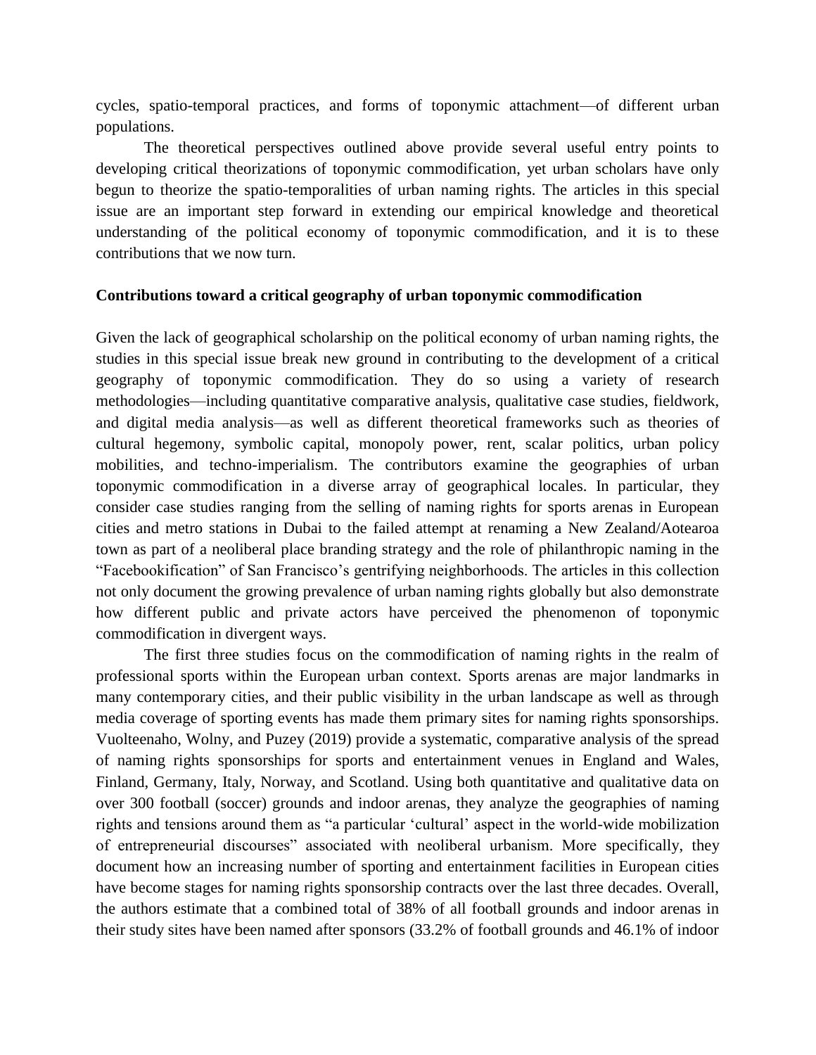cycles, spatio-temporal practices, and forms of toponymic attachment—of different urban populations.

The theoretical perspectives outlined above provide several useful entry points to developing critical theorizations of toponymic commodification, yet urban scholars have only begun to theorize the spatio-temporalities of urban naming rights. The articles in this special issue are an important step forward in extending our empirical knowledge and theoretical understanding of the political economy of toponymic commodification, and it is to these contributions that we now turn.

### Contributions toward a critical geography of urban toponymic commodification

Given the lack of geographical scholarship on the political economy of urban naming rights, the studies in this special issue break new ground in contributing to the development of a critical geography of toponymic commodification. They do so using a variety of research methodologies—including quantitative comparative analysis, qualitative case studies, fieldwork, and digital media analysis—as well as different theoretical frameworks such as theories of cultural hegemony, symbolic capital, monopoly power, rent, scalar politics, urban policy mobilities, and techno-imperialism. The contributors examine the geographies of urban toponymic commodification in a diverse array of geographical locales. In particular, they consider case studies ranging from the selling of naming rights for sports arenas in European cities and metro stations in Dubai to the failed attempt at renaming a New Zealand/Aotearoa town as part of a neoliberal place branding strategy and the role of philanthropic naming in the "Facebookification" of San Francisco's gentrifying neighborhoods. The articles in this collection not only document the growing prevalence of urban naming rights globally but also demonstrate how different public and private actors have perceived the phenomenon of toponymic commodification in divergent ways.

The first three studies focus on the commodification of naming rights in the realm of professional sports within the European urban context. Sports arenas are major landmarks in many contemporary cities, and their public visibility in the urban landscape as well as through media coverage of sporting events has made them primary sites for naming rights sponsorships. Vuolteenaho, Wolny, and Puzey (2019) provide a systematic, comparative analysis of the spread of naming rights sponsorships for sports and entertainment venues in England and Wales, Finland, Germany, Italy, Norway, and Scotland. Using both quantitative and qualitative data on over 300 football (soccer) grounds and indoor arenas, they analyze the geographies of naming rights and tensions around them as "a particular 'cultural' aspect in the world-wide mobilization of entrepreneurial discourses" associated with neoliberal urbanism. More specifically, they document how an increasing number of sporting and entertainment facilities in European cities have become stages for naming rights sponsorship contracts over the last three decades. Overall, the authors estimate that a combined total of 38% of all football grounds and indoor arenas in their study sites have been named after sponsors (33.2% of football grounds and 46.1% of indoor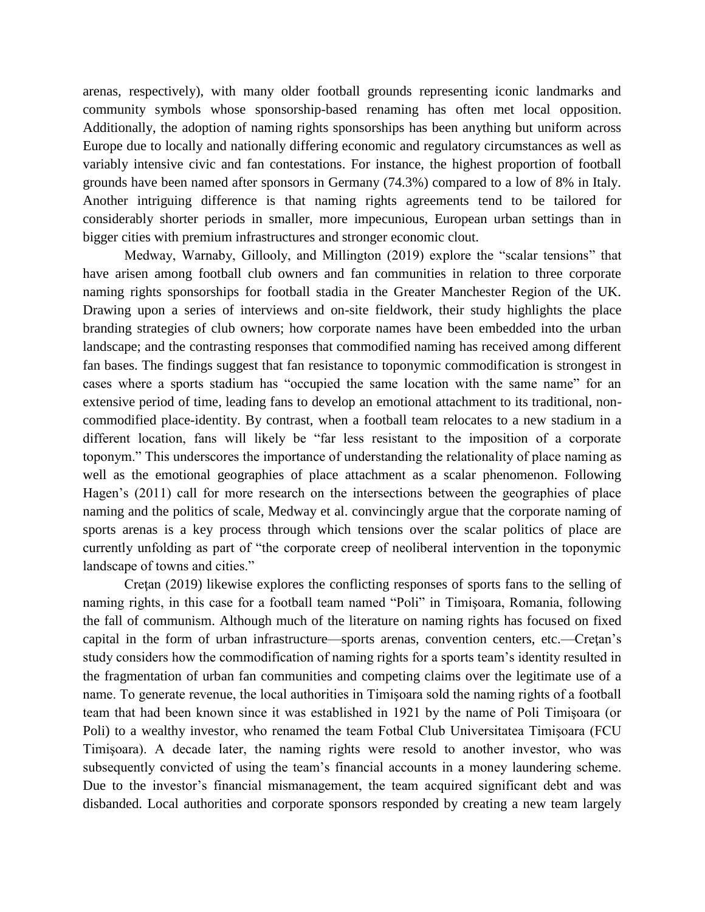arenas, respectively), with many older football grounds representing iconic landmarks and community symbols whose sponsorship-based renaming has often met local opposition. Additionally, the adoption of naming rights sponsorships has been anything but uniform across Europe due to locally and nationally differing economic and regulatory circumstances as well as variably intensive civic and fan contestations. For instance, the highest proportion of football grounds have been named after sponsors in Germany (74.3%) compared to a low of 8% in Italy. Another intriguing difference is that naming rights agreements tend to be tailored for considerably shorter periods in smaller, more impecunious, European urban settings than in bigger cities with premium infrastructures and stronger economic clout.

Medway, Warnaby, Gillooly, and Millington (2019) explore the "scalar tensions" that have arisen among football club owners and fan communities in relation to three corporate naming rights sponsorships for football stadia in the Greater Manchester Region of the UK. Drawing upon a series of interviews and on-site fieldwork, their study highlights the place branding strategies of club owners; how corporate names have been embedded into the urban landscape; and the contrasting responses that commodified naming has received among different fan bases. The findings suggest that fan resistance to toponymic commodification is strongest in cases where a sports stadium has "occupied the same location with the same name" for an extensive period of time, leading fans to develop an emotional attachment to its traditional, non-commodified place-identity. By contrast, when a football team relocates to a new stadium in a different location, fans will likely be "far less resistant to the imposition of a corporate toponym." This underscores the importance of understanding the relationality of place naming as well as the emotional geographies of place attachment as a scalar phenomenon. Following Hagen's (2011) call for more research on the intersections between the geographies of place naming and the politics of scale, Medway et al. convincingly argue that the corporate naming of sports arenas is a key process through which tensions over the scalar politics of place are currently unfolding as part of "the corporate creep of neoliberal intervention in the toponymic landscape of towns and cities."

Creţan (2019) likewise explores the conflicting responses of sports fans to the selling of naming rights, in this case for a football team named "Poli" in Timişoara, Romania, following the fall of communism. Although much of the literature on naming rights has focused on fixed capital in the form of urban infrastructure—sports arenas, convention centers, etc.—Creţan's study considers how the commodification of naming rights for a sports team's identity resulted in the fragmentation of urban fan communities and competing claims over the legitimate use of a name. To generate revenue, the local authorities in Timişoara sold the naming rights of a football team that had been known since it was established in 1921 by the name of Poli Timişoara (or Poli) to a wealthy investor, who renamed the team Fotbal Club Universitatea Timişoara (FCU Timişoara). A decade later, the naming rights were resold to another investor, who was subsequently convicted of using the team's financial accounts in a money laundering scheme. Due to the investor's financial mismanagement, the team acquired significant debt and was disbanded. Local authorities and corporate sponsors responded by creating a new team largely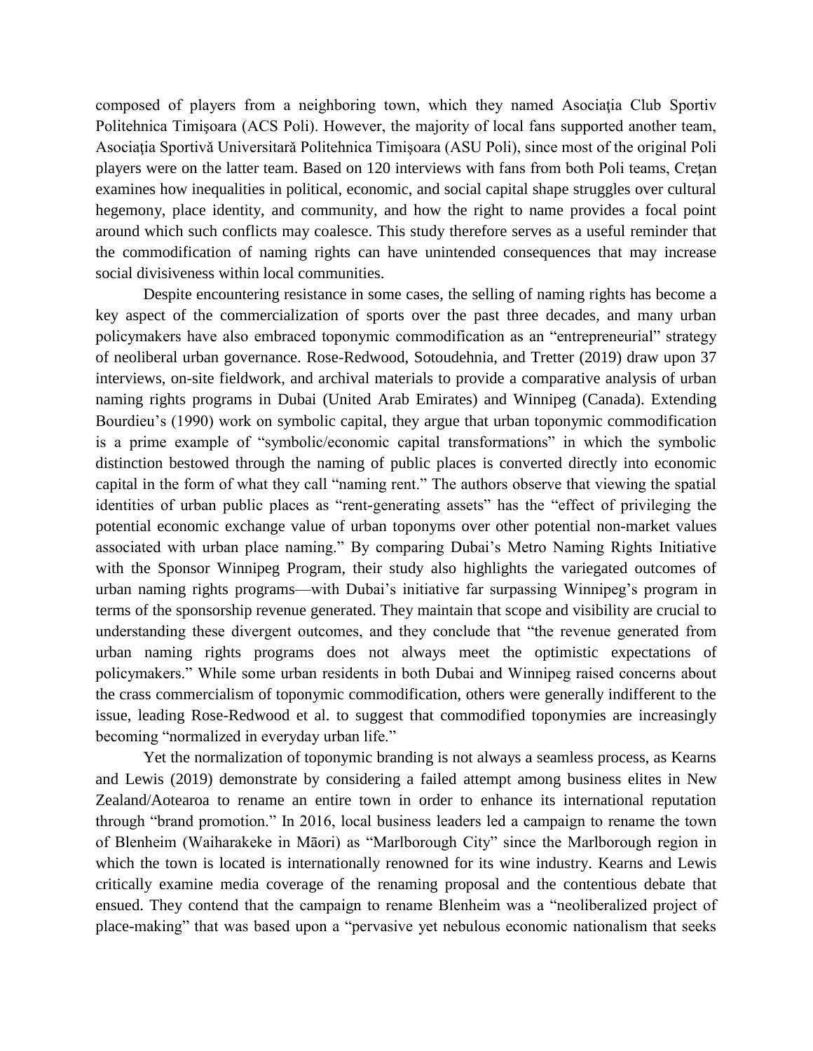composed of players from a neighboring town, which they named Asociația Club Sportiv Politehnica Timişoara (ACS Poli). However, the majority of local fans supported another team, Asociația Sportivă Universitară Politehnica Timişoara (ASU Poli), since most of the original Poli players were on the latter team. Based on 120 interviews with fans from both Poli teams, Crețan examines how inequalities in political, economic, and social capital shape struggles over cultural hegemony, place identity, and community, and how the right to name provides a focal point around which such conflicts may coalesce. This study therefore serves as a useful reminder that the commodification of naming rights can have unintended consequences that may increase social divisiveness within local communities.

Despite encountering resistance in some cases, the selling of naming rights has become a key aspect of the commercialization of sports over the past three decades, and many urban policymakers have also embraced toponymic commodification as an "entrepreneurial" strategy of neoliberal urban governance. Rose-Redwood, Sotoudehnia, and Tretter (2019) draw upon 37 interviews, on-site fieldwork, and archival materials to provide a comparative analysis of urban naming rights programs in Dubai (United Arab Emirates) and Winnipeg (Canada). Extending Bourdieu's (1990) work on symbolic capital, they argue that urban toponymic commodification is a prime example of "symbolic/economic capital transformations" in which the symbolic distinction bestowed through the naming of public places is converted directly into economic capital in the form of what they call "naming rent." The authors observe that viewing the spatial identities of urban public places as "rent-generating assets" has the "effect of privileging the potential economic exchange value of urban toponyms over other potential non-market values associated with urban place naming." By comparing Dubai's Metro Naming Rights Initiative with the Sponsor Winnipeg Program, their study also highlights the variegated outcomes of urban naming rights programs—with Dubai's initiative far surpassing Winnipeg's program in terms of the sponsorship revenue generated. They maintain that scope and visibility are crucial to understanding these divergent outcomes, and they conclude that "the revenue generated from urban naming rights programs does not always meet the optimistic expectations of policymakers." While some urban residents in both Dubai and Winnipeg raised concerns about the crass commercialism of toponymic commodification, others were generally indifferent to the issue, leading Rose-Redwood et al. to suggest that commodified toponymies are increasingly becoming "normalized in everyday urban life."

Yet the normalization of toponymic branding is not always a seamless process, as Kearns and Lewis (2019) demonstrate by considering a failed attempt among business elites in New Zealand/Aotearoa to rename an entire town in order to enhance its international reputation through "brand promotion." In 2016, local business leaders led a campaign to rename the town of Blenheim (Waiharakeke in Māori) as "Marlborough City" since the Marlborough region in which the town is located is internationally renowned for its wine industry. Kearns and Lewis critically examine media coverage of the renaming proposal and the contentious debate that ensued. They contend that the campaign to rename Blenheim was a "neoliberalized project of place-making" that was based upon a "pervasive yet nebulous economic nationalism that seeks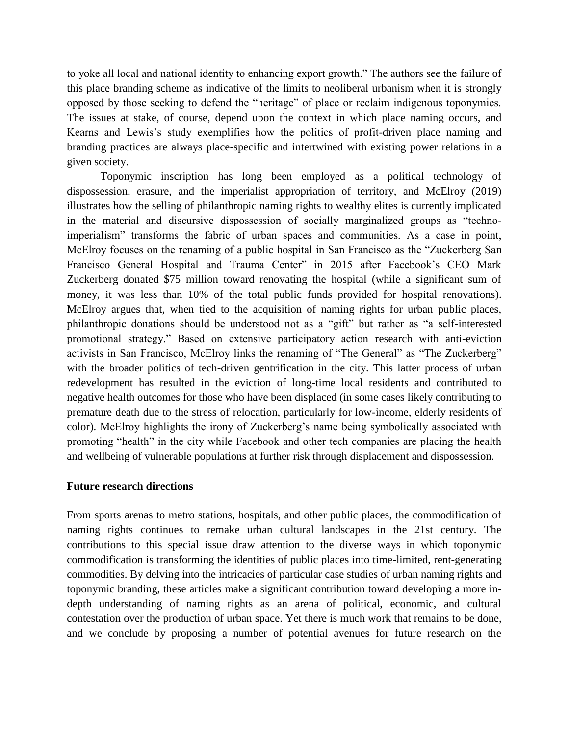to yoke all local and national identity to enhancing export growth." The authors see the failure of this place branding scheme as indicative of the limits to neoliberal urbanism when it is strongly opposed by those seeking to defend the "heritage" of place or reclaim indigenous toponymies. The issues at stake, of course, depend upon the context in which place naming occurs, and Kearns and Lewis's study exemplifies how the politics of profit-driven place naming and branding practices are always place-specific and intertwined with existing power relations in a given society.

Toponymic inscription has long been employed as a political technology of dispossession, erasure, and the imperialist appropriation of territory, and McElroy (2019) illustrates how the selling of philanthropic naming rights to wealthy elites is currently implicated in the material and discursive dispossession of socially marginalized groups as "techno-imperialism" transforms the fabric of urban spaces and communities. As a case in point, McElroy focuses on the renaming of a public hospital in San Francisco as the "Zuckerberg San Francisco General Hospital and Trauma Center" in 2015 after Facebook's CEO Mark Zuckerberg donated $75 million toward renovating the hospital (while a significant sum of money, it was less than 10% of the total public funds provided for hospital renovations). McElroy argues that, when tied to the acquisition of naming rights for urban public places, philanthropic donations should be understood not as a "gift" but rather as "a self-interested promotional strategy." Based on extensive participatory action research with anti-eviction activists in San Francisco, McElroy links the renaming of "The General" as "The Zuckerberg" with the broader politics of tech-driven gentrification in the city. This latter process of urban redevelopment has resulted in the eviction of long-time local residents and contributed to negative health outcomes for those who have been displaced (in some cases likely contributing to premature death due to the stress of relocation, particularly for low-income, elderly residents of color). McElroy highlights the irony of Zuckerberg's name being symbolically associated with promoting "health" in the city while Facebook and other tech companies are placing the health and wellbeing of vulnerable populations at further risk through displacement and dispossession.

## Future research directions

From sports arenas to metro stations, hospitals, and other public places, the commodification of naming rights continues to remake urban cultural landscapes in the 21st century. The contributions to this special issue draw attention to the diverse ways in which toponymic commodification is transforming the identities of public places into time-limited, rent-generating commodities. By delving into the intricacies of particular case studies of urban naming rights and toponymic branding, these articles make a significant contribution toward developing a more in-depth understanding of naming rights as an arena of political, economic, and cultural contestation over the production of urban space. Yet there is much work that remains to be done, and we conclude by proposing a number of potential avenues for future research on the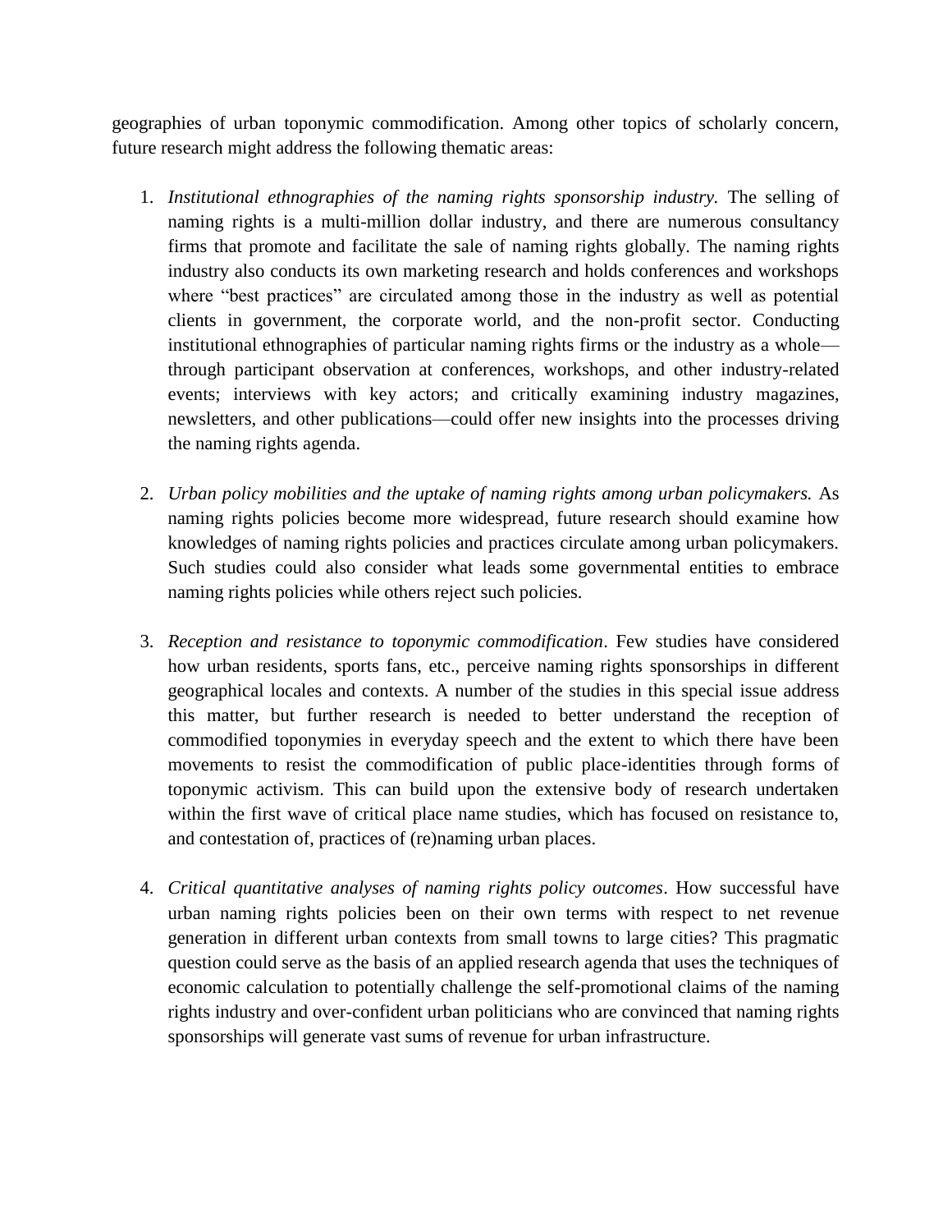geographies of urban toponymic commodification. Among other topics of scholarly concern, future research might address the following thematic areas:

1. *Institutional ethnographies of the naming rights sponsorship industry.* The selling of naming rights is a multi-million dollar industry, and there are numerous consultancy firms that promote and facilitate the sale of naming rights globally. The naming rights industry also conducts its own marketing research and holds conferences and workshops where "best practices" are circulated among those in the industry as well as potential clients in government, the corporate world, and the non-profit sector. Conducting institutional ethnographies of particular naming rights firms or the industry as a whole—through participant observation at conferences, workshops, and other industry-related events; interviews with key actors; and critically examining industry magazines, newsletters, and other publications—could offer new insights into the processes driving the naming rights agenda.

2. *Urban policy mobilities and the uptake of naming rights among urban policymakers.* As naming rights policies become more widespread, future research should examine how knowledges of naming rights policies and practices circulate among urban policymakers. Such studies could also consider what leads some governmental entities to embrace naming rights policies while others reject such policies.

3. *Reception and resistance to toponymic commodification*. Few studies have considered how urban residents, sports fans, etc., perceive naming rights sponsorships in different geographical locales and contexts. A number of the studies in this special issue address this matter, but further research is needed to better understand the reception of commodified toponymies in everyday speech and the extent to which there have been movements to resist the commodification of public place-identities through forms of toponymic activism. This can build upon the extensive body of research undertaken within the first wave of critical place name studies, which has focused on resistance to, and contestation of, practices of (re)naming urban places.

4. *Critical quantitative analyses of naming rights policy outcomes*. How successful have urban naming rights policies been on their own terms with respect to net revenue generation in different urban contexts from small towns to large cities? This pragmatic question could serve as the basis of an applied research agenda that uses the techniques of economic calculation to potentially challenge the self-promotional claims of the naming rights industry and over-confident urban politicians who are convinced that naming rights sponsorships will generate vast sums of revenue for urban infrastructure.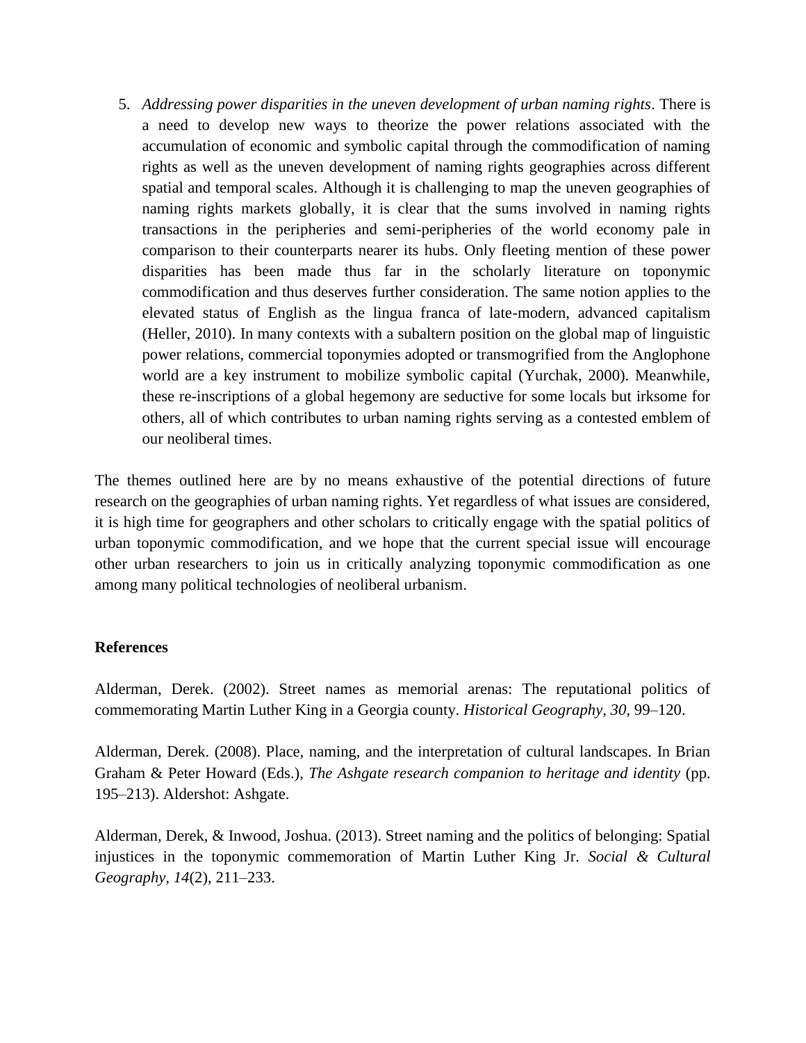5. *Addressing power disparities in the uneven development of urban naming rights*. There is a need to develop new ways to theorize the power relations associated with the accumulation of economic and symbolic capital through the commodification of naming rights as well as the uneven development of naming rights geographies across different spatial and temporal scales. Although it is challenging to map the uneven geographies of naming rights markets globally, it is clear that the sums involved in naming rights transactions in the peripheries and semi-peripheries of the world economy pale in comparison to their counterparts nearer its hubs. Only fleeting mention of these power disparities has been made thus far in the scholarly literature on toponymic commodification and thus deserves further consideration. The same notion applies to the elevated status of English as the lingua franca of late-modern, advanced capitalism (Heller, 2010). In many contexts with a subaltern position on the global map of linguistic power relations, commercial toponymies adopted or transmogrified from the Anglophone world are a key instrument to mobilize symbolic capital (Yurchak, 2000). Meanwhile, these re-inscriptions of a global hegemony are seductive for some locals but irksome for others, all of which contributes to urban naming rights serving as a contested emblem of our neoliberal times.

The themes outlined here are by no means exhaustive of the potential directions of future research on the geographies of urban naming rights. Yet regardless of what issues are considered, it is high time for geographers and other scholars to critically engage with the spatial politics of urban toponymic commodification, and we hope that the current special issue will encourage other urban researchers to join us in critically analyzing toponymic commodification as one among many political technologies of neoliberal urbanism.

**References**

Alderman, Derek. (2002). Street names as memorial arenas: The reputational politics of commemorating Martin Luther King in a Georgia county. *Historical Geography, 30*, 99–120.

Alderman, Derek. (2008). Place, naming, and the interpretation of cultural landscapes. In Brian Graham & Peter Howard (Eds.), *The Ashgate research companion to heritage and identity* (pp. 195–213). Aldershot: Ashgate.

Alderman, Derek, & Inwood, Joshua. (2013). Street naming and the politics of belonging: Spatial injustices in the toponymic commemoration of Martin Luther King Jr. *Social & Cultural Geography, 14*(2), 211–233.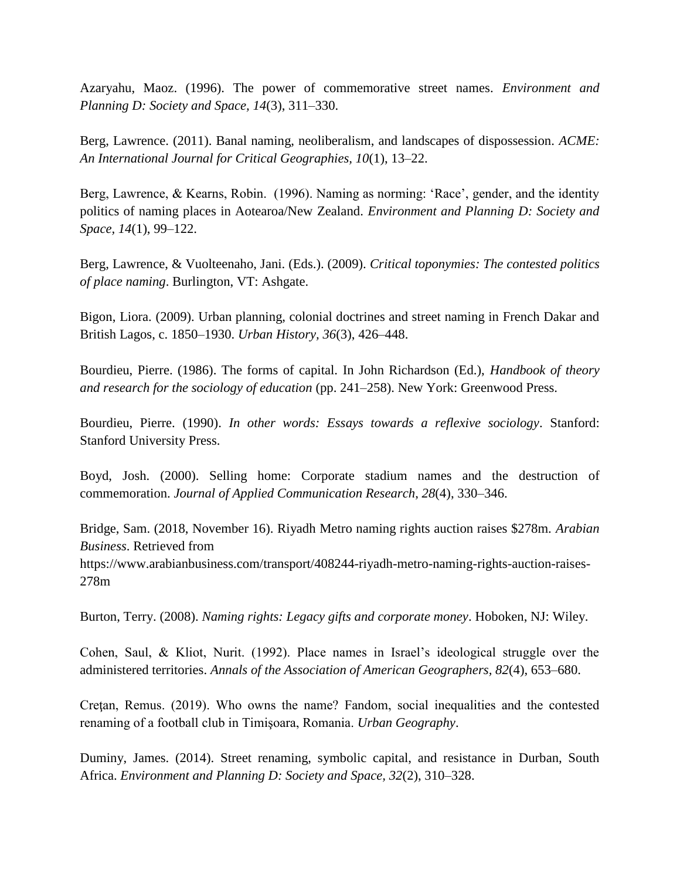Azaryahu, Maoz. (1996). The power of commemorative street names. *Environment and Planning D: Society and Space, 14*(3), 311–330.

Berg, Lawrence. (2011). Banal naming, neoliberalism, and landscapes of dispossession. *ACME: An International Journal for Critical Geographies, 10*(1), 13–22.

Berg, Lawrence, & Kearns, Robin. (1996). Naming as norming: 'Race', gender, and the identity politics of naming places in Aotearoa/New Zealand. *Environment and Planning D: Society and Space, 14*(1), 99–122.

Berg, Lawrence, & Vuolteenaho, Jani. (Eds.). (2009). *Critical toponymies: The contested politics of place naming*. Burlington, VT: Ashgate.

Bigon, Liora. (2009). Urban planning, colonial doctrines and street naming in French Dakar and British Lagos, c. 1850–1930. *Urban History, 36*(3), 426–448.

Bourdieu, Pierre. (1986). The forms of capital. In John Richardson (Ed.), *Handbook of theory and research for the sociology of education* (pp. 241–258). New York: Greenwood Press.

Bourdieu, Pierre. (1990). *In other words: Essays towards a reflexive sociology*. Stanford: Stanford University Press.

Boyd, Josh. (2000). Selling home: Corporate stadium names and the destruction of commemoration. *Journal of Applied Communication Research, 28*(4), 330–346.

Bridge, Sam. (2018, November 16). Riyadh Metro naming rights auction raises $278m. *Arabian Business*. Retrieved from https://www.arabianbusiness.com/transport/408244-riyadh-metro-naming-rights-auction-raises-278m

Burton, Terry. (2008). *Naming rights: Legacy gifts and corporate money*. Hoboken, NJ: Wiley.

Cohen, Saul, & Kliot, Nurit. (1992). Place names in Israel's ideological struggle over the administered territories. *Annals of the Association of American Geographers, 82*(4), 653–680.

Creţan, Remus. (2019). Who owns the name? Fandom, social inequalities and the contested renaming of a football club in Timişoara, Romania. *Urban Geography*.

Duminy, James. (2014). Street renaming, symbolic capital, and resistance in Durban, South Africa. *Environment and Planning D: Society and Space, 32*(2), 310–328.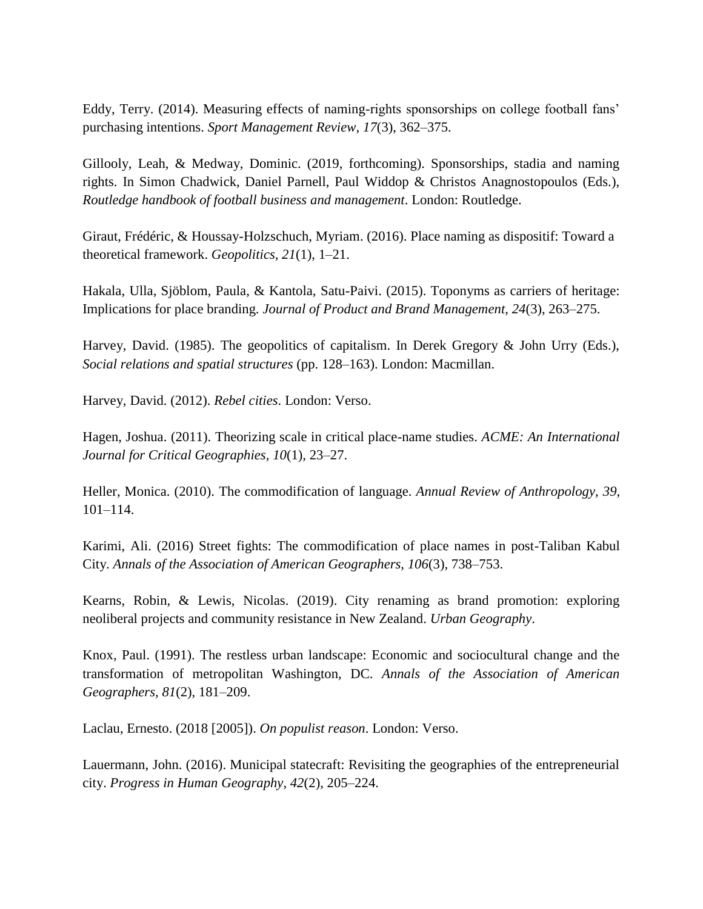Eddy, Terry. (2014). Measuring effects of naming-rights sponsorships on college football fans' purchasing intentions. *Sport Management Review*, *17*(3), 362–375.

Gillooly, Leah, & Medway, Dominic. (2019, forthcoming). Sponsorships, stadia and naming rights. In Simon Chadwick, Daniel Parnell, Paul Widdop & Christos Anagnostopoulos (Eds.), *Routledge handbook of football business and management*. London: Routledge.

Giraut, Frédéric, & Houssay-Holzschuch, Myriam. (2016). Place naming as dispositif: Toward a theoretical framework. *Geopolitics*, *21*(1), 1–21.

Hakala, Ulla, Sjöblom, Paula, & Kantola, Satu-Paivi. (2015). Toponyms as carriers of heritage: Implications for place branding. *Journal of Product and Brand Management, 24*(3), 263–275.

Harvey, David. (1985). The geopolitics of capitalism. In Derek Gregory & John Urry (Eds.), *Social relations and spatial structures* (pp. 128–163). London: Macmillan.

Harvey, David. (2012). *Rebel cities*. London: Verso.

Hagen, Joshua. (2011). Theorizing scale in critical place-name studies. *ACME: An International Journal for Critical Geographies, 10*(1), 23–27.

Heller, Monica. (2010). The commodification of language. *Annual Review of Anthropology*, *39*, 101–114.

Karimi, Ali. (2016) Street fights: The commodification of place names in post-Taliban Kabul City. *Annals of the Association of American Geographers, 106*(3), 738–753.

Kearns, Robin, & Lewis, Nicolas. (2019). City renaming as brand promotion: exploring neoliberal projects and community resistance in New Zealand. *Urban Geography*.

Knox, Paul. (1991). The restless urban landscape: Economic and sociocultural change and the transformation of metropolitan Washington, DC. *Annals of the Association of American Geographers, 81*(2), 181–209.

Laclau, Ernesto. (2018 [2005]). *On populist reason*. London: Verso.

Lauermann, John. (2016). Municipal statecraft: Revisiting the geographies of the entrepreneurial city. *Progress in Human Geography*, *42*(2), 205–224.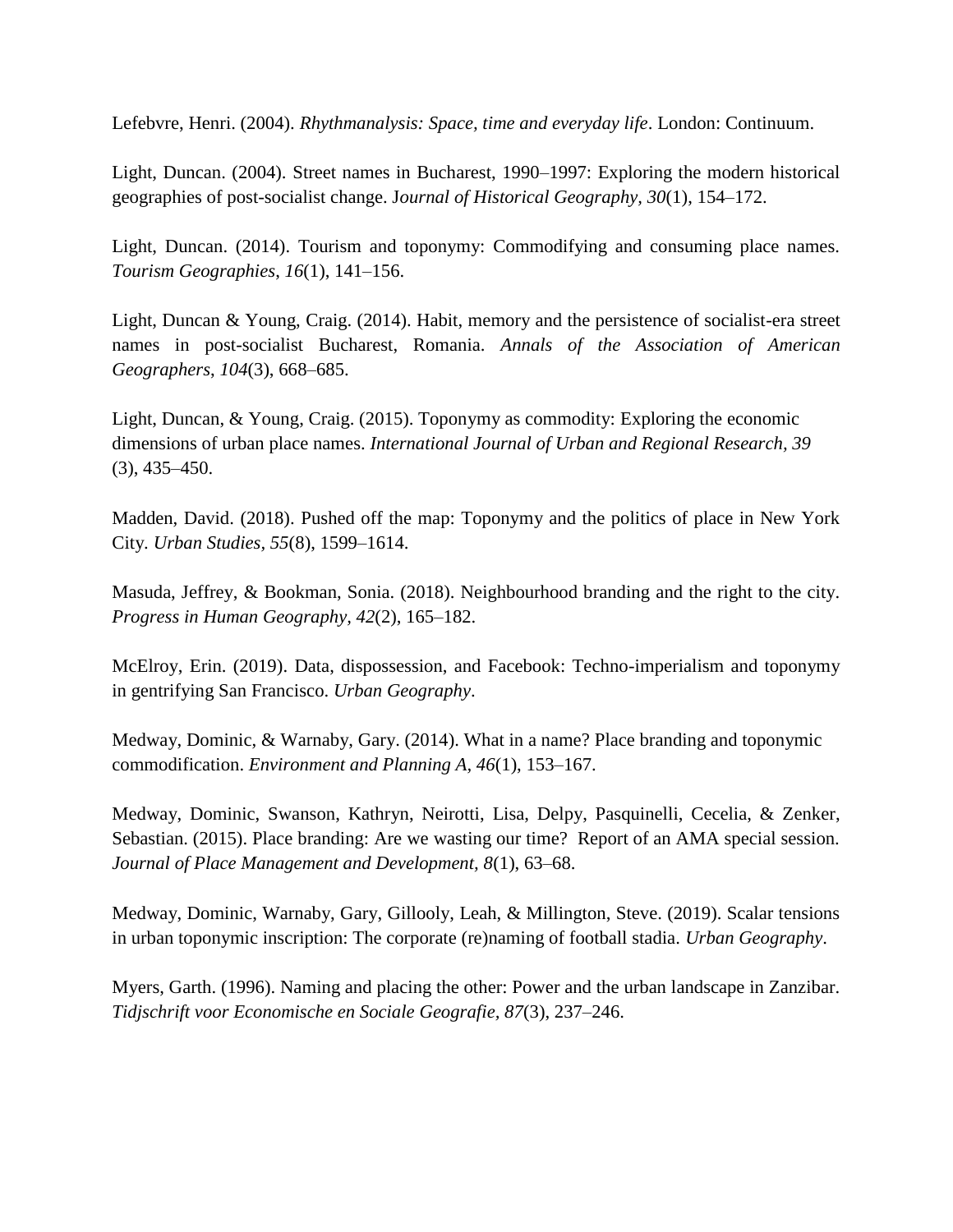Lefebvre, Henri. (2004). *Rhythmanalysis: Space, time and everyday life*. London: Continuum.

Light, Duncan. (2004). Street names in Bucharest, 1990–1997: Exploring the modern historical geographies of post-socialist change. J*ournal of Historical Geography*, *30*(1), 154–172.

Light, Duncan. (2014). Tourism and toponymy: Commodifying and consuming place names. *Tourism Geographies*, *16*(1), 141–156.

Light, Duncan & Young, Craig. (2014). Habit, memory and the persistence of socialist-era street names in post-socialist Bucharest, Romania. *Annals of the Association of American Geographers*, *104*(3), 668–685.

Light, Duncan, & Young, Craig. (2015). Toponymy as commodity: Exploring the economic dimensions of urban place names. *International Journal of Urban and Regional Research, 39* (3), 435–450.

Madden, David. (2018). Pushed off the map: Toponymy and the politics of place in New York City. *Urban Studies, 55*(8), 1599–1614.

Masuda, Jeffrey, & Bookman, Sonia. (2018). Neighbourhood branding and the right to the city. *Progress in Human Geography, 42*(2), 165–182.

McElroy, Erin. (2019). Data, dispossession, and Facebook: Techno-imperialism and toponymy in gentrifying San Francisco. *Urban Geography*.

Medway, Dominic, & Warnaby, Gary. (2014). What in a name? Place branding and toponymic commodification. *Environment and Planning A, 46*(1), 153–167.

Medway, Dominic, Swanson, Kathryn, Neirotti, Lisa, Delpy, Pasquinelli, Cecelia, & Zenker, Sebastian. (2015). Place branding: Are we wasting our time? Report of an AMA special session. *Journal of Place Management and Development, 8*(1), 63–68.

Medway, Dominic, Warnaby, Gary, Gillooly, Leah, & Millington, Steve. (2019). Scalar tensions in urban toponymic inscription: The corporate (re)naming of football stadia. *Urban Geography*.

Myers, Garth. (1996). Naming and placing the other: Power and the urban landscape in Zanzibar. *Tidjschrift voor Economische en Sociale Geografie*, *87*(3), 237–246.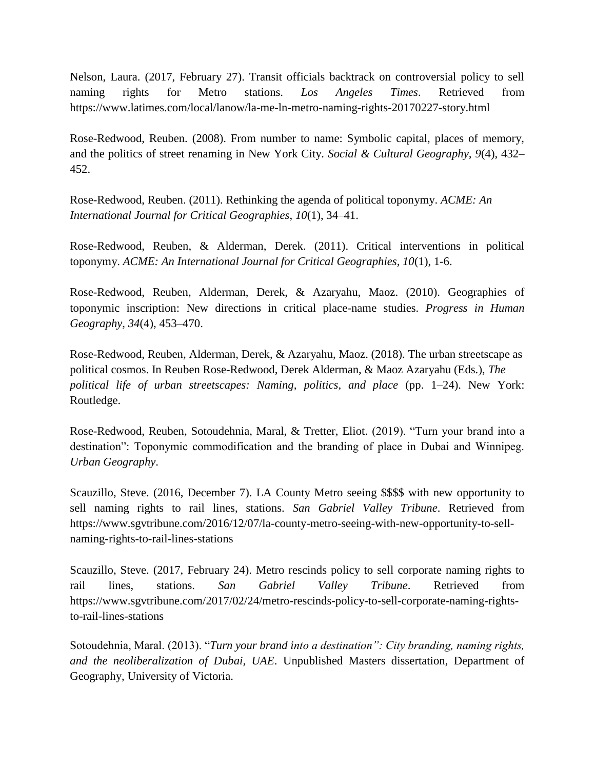Nelson, Laura. (2017, February 27). Transit officials backtrack on controversial policy to sell naming rights for Metro stations. *Los Angeles Times*. Retrieved from https://www.latimes.com/local/lanow/la-me-ln-metro-naming-rights-20170227-story.html

Rose-Redwood, Reuben. (2008). From number to name: Symbolic capital, places of memory, and the politics of street renaming in New York City. *Social & Cultural Geography, 9*(4), 432–452.

Rose-Redwood, Reuben. (2011). Rethinking the agenda of political toponymy. *ACME: An International Journal for Critical Geographies*, *10*(1), 34–41.

Rose-Redwood, Reuben, & Alderman, Derek. (2011). Critical interventions in political toponymy. *ACME: An International Journal for Critical Geographies, 10*(1), 1-6.

Rose-Redwood, Reuben, Alderman, Derek, & Azaryahu, Maoz. (2010). Geographies of toponymic inscription: New directions in critical place-name studies. *Progress in Human Geography*, *34*(4), 453–470.

Rose-Redwood, Reuben, Alderman, Derek, & Azaryahu, Maoz. (2018). The urban streetscape as political cosmos. In Reuben Rose-Redwood, Derek Alderman, & Maoz Azaryahu (Eds.), *The political life of urban streetscapes: Naming, politics, and place* (pp. 1–24). New York: Routledge.

Rose-Redwood, Reuben, Sotoudehnia, Maral, & Tretter, Eliot. (2019). "Turn your brand into a destination": Toponymic commodification and the branding of place in Dubai and Winnipeg. *Urban Geography*.

Scauzillo, Steve. (2016, December 7). LA County Metro seeing $$$$ with new opportunity to sell naming rights to rail lines, stations. *San Gabriel Valley Tribune*. Retrieved from https://www.sgvtribune.com/2016/12/07/la-county-metro-seeing-with-new-opportunity-to-sell-naming-rights-to-rail-lines-stations

Scauzillo, Steve. (2017, February 24). Metro rescinds policy to sell corporate naming rights to rail lines, stations. *San Gabriel Valley Tribune*. Retrieved from https://www.sgvtribune.com/2017/02/24/metro-rescinds-policy-to-sell-corporate-naming-rights-to-rail-lines-stations

Sotoudehnia, Maral. (2013). "*Turn your brand into a destination": City branding, naming rights, and the neoliberalization of Dubai, UAE*. Unpublished Masters dissertation, Department of Geography, University of Victoria.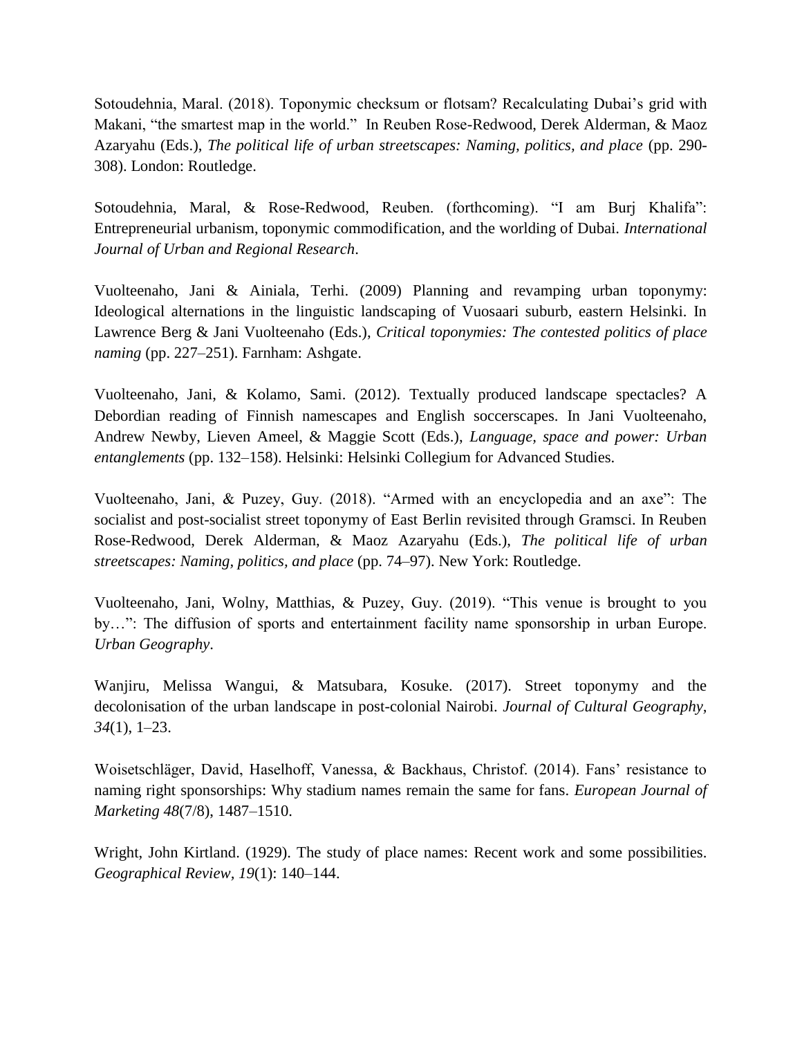Sotoudehnia, Maral. (2018). Toponymic checksum or flotsam? Recalculating Dubai's grid with Makani, "the smartest map in the world." In Reuben Rose-Redwood, Derek Alderman, & Maoz Azaryahu (Eds.), *The political life of urban streetscapes: Naming, politics, and place* (pp. 290-308). London: Routledge.

Sotoudehnia, Maral, & Rose-Redwood, Reuben. (forthcoming). "I am Burj Khalifa": Entrepreneurial urbanism, toponymic commodification, and the worlding of Dubai. *International Journal of Urban and Regional Research*.

Vuolteenaho, Jani & Ainiala, Terhi. (2009) Planning and revamping urban toponymy: Ideological alternations in the linguistic landscaping of Vuosaari suburb, eastern Helsinki. In Lawrence Berg & Jani Vuolteenaho (Eds.), *Critical toponymies: The contested politics of place naming* (pp. 227–251). Farnham: Ashgate.

Vuolteenaho, Jani, & Kolamo, Sami. (2012). Textually produced landscape spectacles? A Debordian reading of Finnish namescapes and English soccerscapes. In Jani Vuolteenaho, Andrew Newby, Lieven Ameel, & Maggie Scott (Eds.), *Language, space and power: Urban entanglements* (pp. 132–158). Helsinki: Helsinki Collegium for Advanced Studies.

Vuolteenaho, Jani, & Puzey, Guy. (2018). "Armed with an encyclopedia and an axe": The socialist and post-socialist street toponymy of East Berlin revisited through Gramsci. In Reuben Rose-Redwood, Derek Alderman, & Maoz Azaryahu (Eds.), *The political life of urban streetscapes: Naming, politics, and place* (pp. 74–97). New York: Routledge.

Vuolteenaho, Jani, Wolny, Matthias, & Puzey, Guy. (2019). "This venue is brought to you by…": The diffusion of sports and entertainment facility name sponsorship in urban Europe. *Urban Geography*.

Wanjiru, Melissa Wangui, & Matsubara, Kosuke. (2017). Street toponymy and the decolonisation of the urban landscape in post-colonial Nairobi. *Journal of Cultural Geography, 34*(1), 1–23.

Woisetschläger, David, Haselhoff, Vanessa, & Backhaus, Christof. (2014). Fans' resistance to naming right sponsorships: Why stadium names remain the same for fans. *European Journal of Marketing 48*(7/8), 1487–1510.

Wright, John Kirtland. (1929). The study of place names: Recent work and some possibilities. *Geographical Review, 19*(1): 140–144.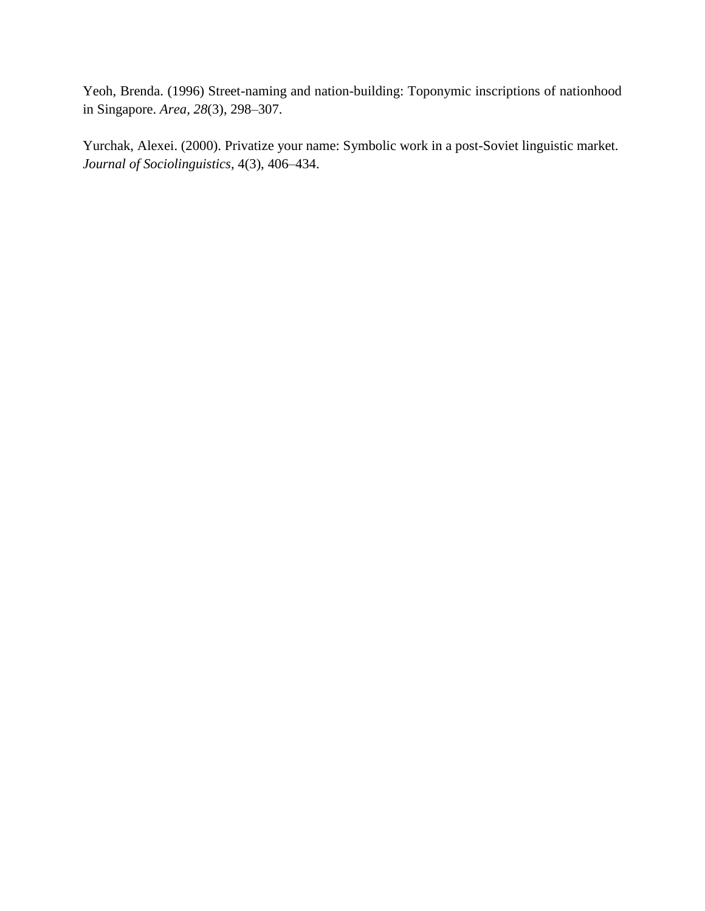Yeoh, Brenda. (1996) Street-naming and nation-building: Toponymic inscriptions of nationhood in Singapore. *Area, 28*(3), 298–307.

Yurchak, Alexei. (2000). Privatize your name: Symbolic work in a post-Soviet linguistic market. *Journal of Sociolinguistics*, 4(3), 406–434.